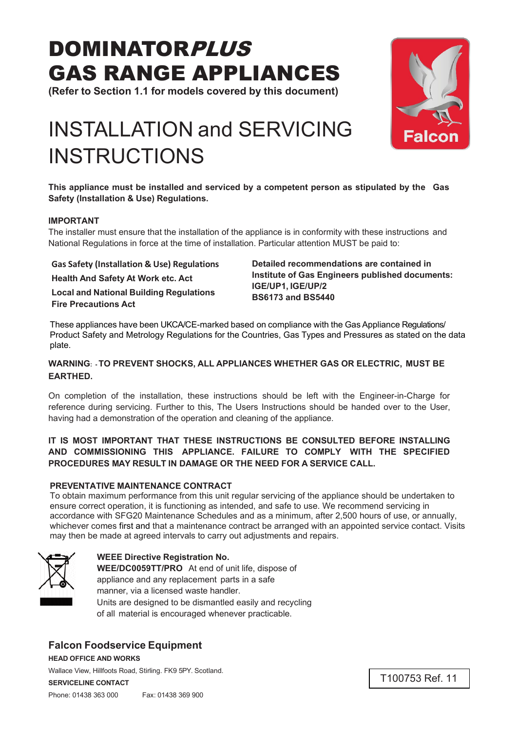# DOMINATOR*PLUS* GAS RANGE APPLIANCES

**(Refer to Section 1.1 for models covered by this document)**

# INSTALLATION and SERVICING INSTRUCTIONS

Falcon

**This appliance must be installed and serviced by a competent person as stipulated by the Gas Safety (Installation & Use) Regulations.**

**IMPORTANT**

The installer must ensure that the installation of the appliance is in conformity with these instructions and National Regulations in force at the time of installation. Particular attention MUST be paid to:

**Gas Safety (Installation & Use) Regulations**
**Health And Safety At Work etc. Act**
**Local and National Building Regulations**
**Fire Precautions Act**

**Detailed recommendations are contained in Institute of Gas Engineers published documents: IGE/UP1, IGE/UP/2 BS6173 and BS5440**

These appliances have been UKCA/CE-marked based on compliance with the Gas Appliance Regulations/ Product Safety and Metrology Regulations for the Countries, Gas Types and Pressures as stated on the data plate.

**WARNING: - TO PREVENT SHOCKS, ALL APPLIANCES WHETHER GAS OR ELECTRIC, MUST BE EARTHED.**

On completion of the installation, these instructions should be left with the Engineer-in-Charge for reference during servicing. Further to this, The Users Instructions should be handed over to the User, having had a demonstration of the operation and cleaning of the appliance.

**IT IS MOST IMPORTANT THAT THESE INSTRUCTIONS BE CONSULTED BEFORE INSTALLING AND COMMISSIONING THIS APPLIANCE. FAILURE TO COMPLY WITH THE SPECIFIED PROCEDURES MAY RESULT IN DAMAGE OR THE NEED FOR A SERVICE CALL.**

**PREVENTATIVE MAINTENANCE CONTRACT**

To obtain maximum performance from this unit regular servicing of the appliance should be undertaken to ensure correct operation, it is functioning as intended, and safe to use. We recommend servicing in accordance with SFG20 Maintenance Schedules and as a minimum, after 2,500 hours of use, or annually, whichever comes first and that a maintenance contract be arranged with an appointed service contact. Visits may then be made at agreed intervals to carry out adjustments and repairs.

**WEEE Directive Registration No.**
**WEE/DC0059TT/PRO** At end of unit life, dispose of appliance and any replacement parts in a safe manner, via a licensed waste handler.
Units are designed to be dismantled easily and recycling of all material is encouraged whenever practicable.

## Falcon Foodservice Equipment

**HEAD OFFICE AND WORKS**

Wallace View, Hillfoots Road, Stirling. FK9 5PY. Scotland.

**SERVICELINE CONTACT**

Phone: 01438 363 000 Fax: 01438 369 900

T100753 Ref. 11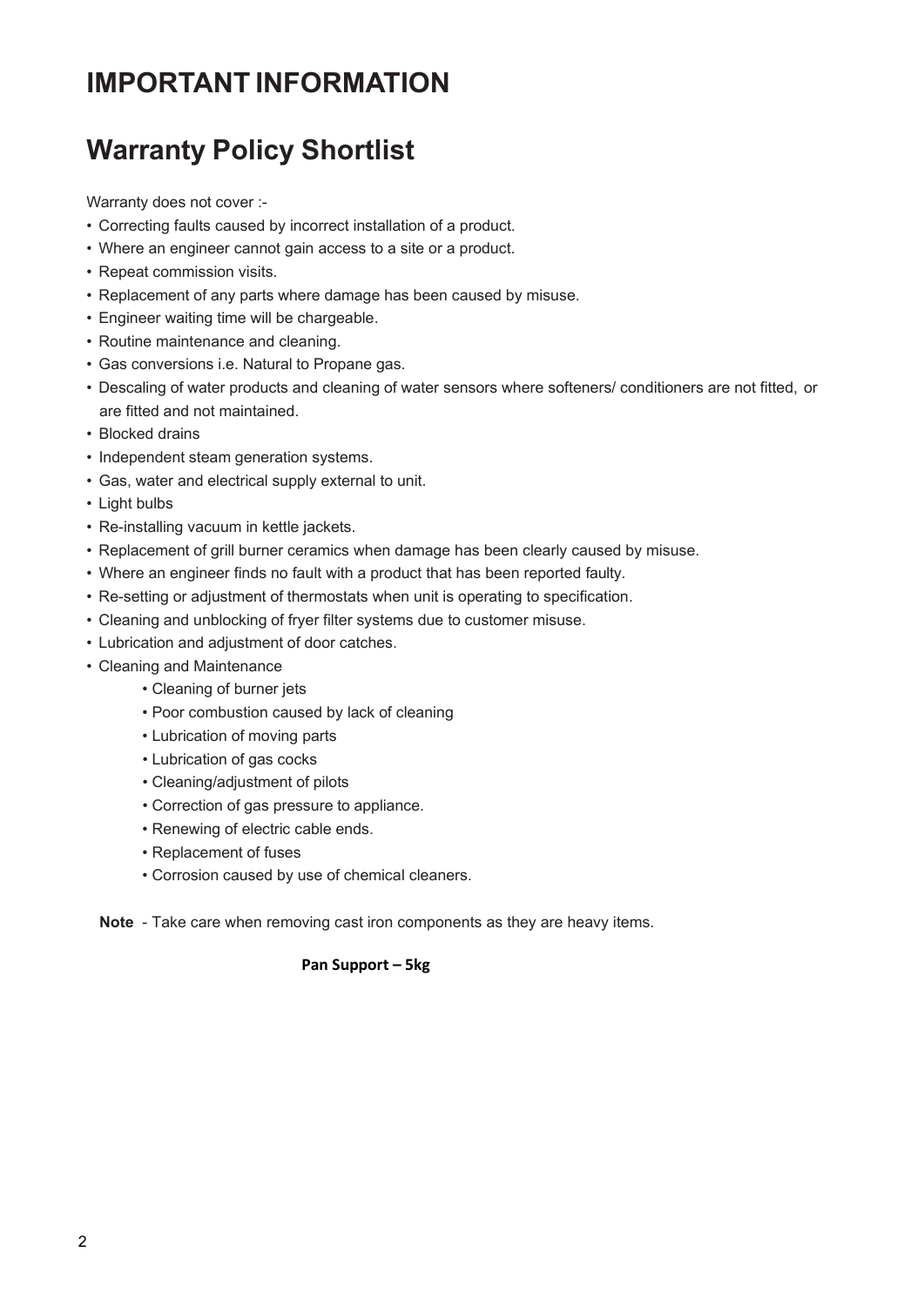# IMPORTANT INFORMATION

## Warranty Policy Shortlist

Warranty does not cover :-

- Correcting faults caused by incorrect installation of a product.
- Where an engineer cannot gain access to a site or a product.
- Repeat commission visits.
- Replacement of any parts where damage has been caused by misuse.
- Engineer waiting time will be chargeable.
- Routine maintenance and cleaning.
- Gas conversions i.e. Natural to Propane gas.
- Descaling of water products and cleaning of water sensors where softeners/ conditioners are not fitted, or are fitted and not maintained.
- Blocked drains
- Independent steam generation systems.
- Gas, water and electrical supply external to unit.
- Light bulbs
- Re-installing vacuum in kettle jackets.
- Replacement of grill burner ceramics when damage has been clearly caused by misuse.
- Where an engineer finds no fault with a product that has been reported faulty.
- Re-setting or adjustment of thermostats when unit is operating to specification.
- Cleaning and unblocking of fryer filter systems due to customer misuse.
- Lubrication and adjustment of door catches.
- Cleaning and Maintenance
    - Cleaning of burner jets
    - Poor combustion caused by lack of cleaning
    - Lubrication of moving parts
    - Lubrication of gas cocks
    - Cleaning/adjustment of pilots
    - Correction of gas pressure to appliance.
    - Renewing of electric cable ends.
    - Replacement of fuses
    - Corrosion caused by use of chemical cleaners.

**Note** - Take care when removing cast iron components as they are heavy items.

**Pan Support – 5kg**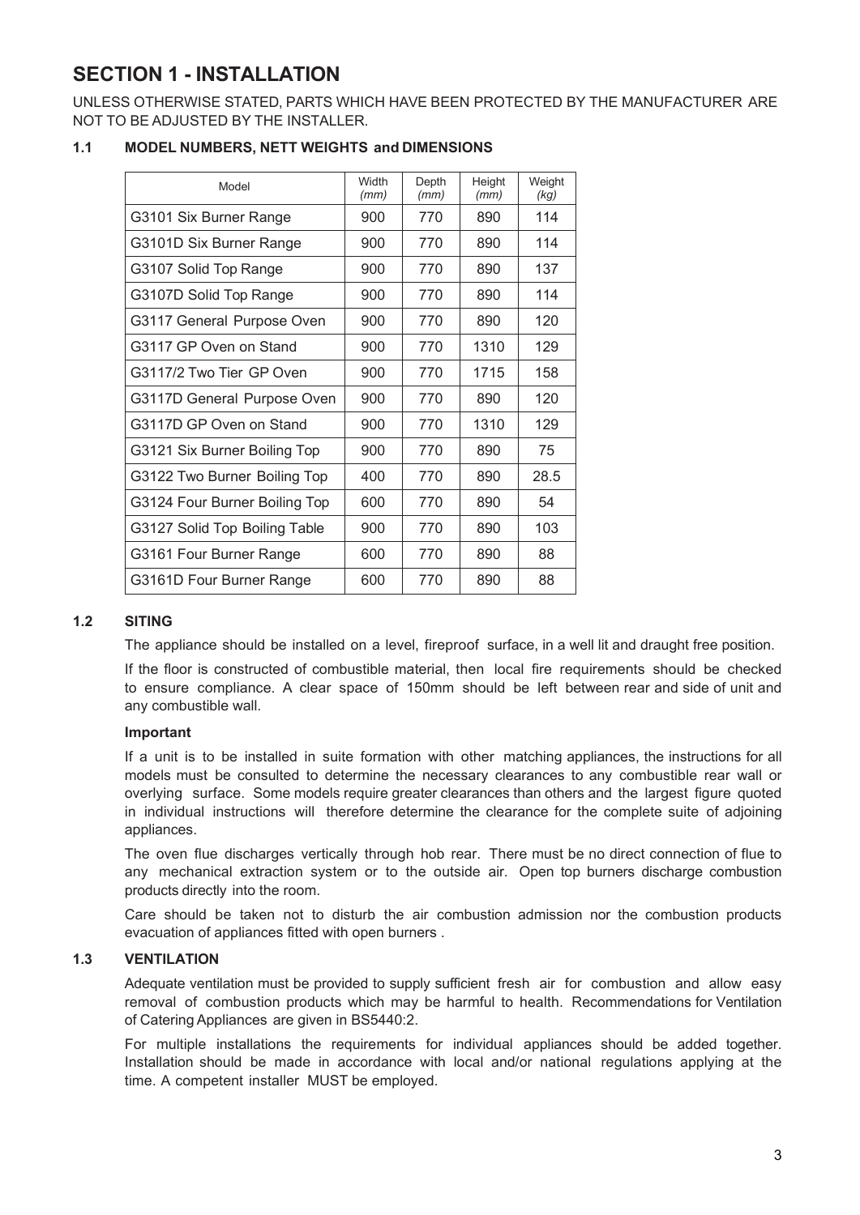# SECTION 1 - INSTALLATION

UNLESS OTHERWISE STATED, PARTS WHICH HAVE BEEN PROTECTED BY THE MANUFACTURER ARE NOT TO BE ADJUSTED BY THE INSTALLER.

## 1.1 MODEL NUMBERS, NETT WEIGHTS and DIMENSIONS

| Model | Width *(mm)* | Depth *(mm)* | Height *(mm)* | Weight *(kg)* |
|---|---|---|---|---|
| G3101 Six Burner Range | 900 | 770 | 890 | 114 |
| G3101D Six Burner Range | 900 | 770 | 890 | 114 |
| G3107 Solid Top Range | 900 | 770 | 890 | 137 |
| G3107D Solid Top Range | 900 | 770 | 890 | 114 |
| G3117 General Purpose Oven | 900 | 770 | 890 | 120 |
| G3117 GP Oven on Stand | 900 | 770 | 1310 | 129 |
| G3117/2 Two Tier GP Oven | 900 | 770 | 1715 | 158 |
| G3117D General Purpose Oven | 900 | 770 | 890 | 120 |
| G3117D GP Oven on Stand | 900 | 770 | 1310 | 129 |
| G3121 Six Burner Boiling Top | 900 | 770 | 890 | 75 |
| G3122 Two Burner Boiling Top | 400 | 770 | 890 | 28.5 |
| G3124 Four Burner Boiling Top | 600 | 770 | 890 | 54 |
| G3127 Solid Top Boiling Table | 900 | 770 | 890 | 103 |
| G3161 Four Burner Range | 600 | 770 | 890 | 88 |
| G3161D Four Burner Range | 600 | 770 | 890 | 88 |

## 1.2 SITING

The appliance should be installed on a level, fireproof surface, in a well lit and draught free position.

If the floor is constructed of combustible material, then local fire requirements should be checked to ensure compliance. A clear space of 150mm should be left between rear and side of unit and any combustible wall.

**Important**

If a unit is to be installed in suite formation with other matching appliances, the instructions for all models must be consulted to determine the necessary clearances to any combustible rear wall or overlying surface. Some models require greater clearances than others and the largest figure quoted in individual instructions will therefore determine the clearance for the complete suite of adjoining appliances.

The oven flue discharges vertically through hob rear. There must be no direct connection of flue to any mechanical extraction system or to the outside air. Open top burners discharge combustion products directly into the room.

Care should be taken not to disturb the air combustion admission nor the combustion products evacuation of appliances fitted with open burners .

## 1.3 VENTILATION

Adequate ventilation must be provided to supply sufficient fresh air for combustion and allow easy removal of combustion products which may be harmful to health. Recommendations for Ventilation of Catering Appliances are given in BS5440:2.

For multiple installations the requirements for individual appliances should be added together. Installation should be made in accordance with local and/or national regulations applying at the time. A competent installer MUST be employed.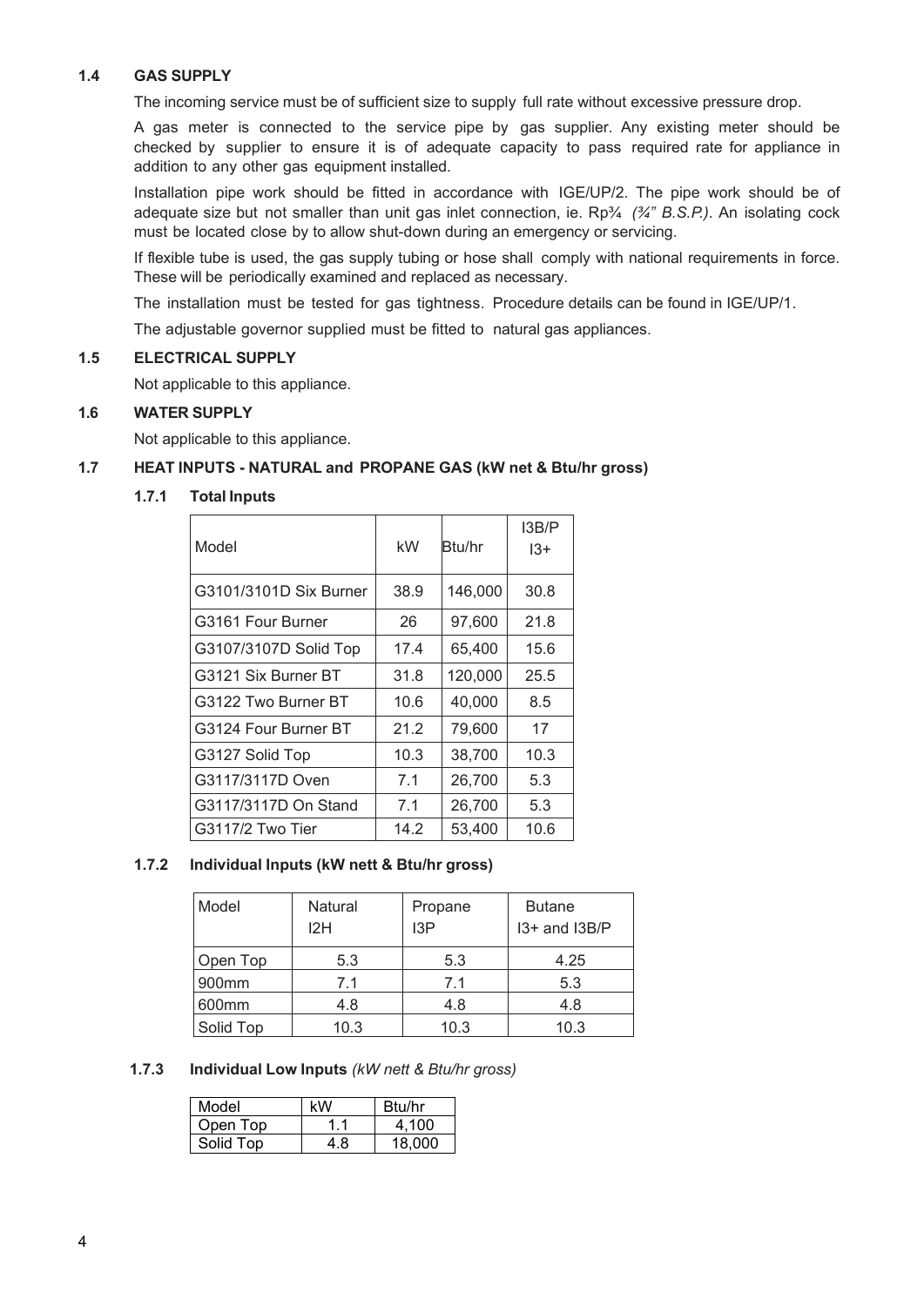### 1.4 GAS SUPPLY

The incoming service must be of sufficient size to supply full rate without excessive pressure drop.

A gas meter is connected to the service pipe by gas supplier. Any existing meter should be checked by supplier to ensure it is of adequate capacity to pass required rate for appliance in addition to any other gas equipment installed.

Installation pipe work should be fitted in accordance with IGE/UP/2. The pipe work should be of adequate size but not smaller than unit gas inlet connection, ie. Rp¾ *(¾" B.S.P.)*. An isolating cock must be located close by to allow shut-down during an emergency or servicing.

If flexible tube is used, the gas supply tubing or hose shall comply with national requirements in force. These will be periodically examined and replaced as necessary.

The installation must be tested for gas tightness. Procedure details can be found in IGE/UP/1.

The adjustable governor supplied must be fitted to natural gas appliances.

### 1.5 ELECTRICAL SUPPLY

Not applicable to this appliance.

### 1.6 WATER SUPPLY

Not applicable to this appliance.

### 1.7 HEAT INPUTS - NATURAL and PROPANE GAS (kW net & Btu/hr gross)

#### 1.7.1 Total Inputs

| Model | kW | Btu/hr | I3B/P I3+ |
|---|---|---|---|
| G3101/3101D Six Burner | 38.9 | 146,000 | 30.8 |
| G3161 Four Burner | 26 | 97,600 | 21.8 |
| G3107/3107D Solid Top | 17.4 | 65,400 | 15.6 |
| G3121 Six Burner BT | 31.8 | 120,000 | 25.5 |
| G3122 Two Burner BT | 10.6 | 40,000 | 8.5 |
| G3124 Four Burner BT | 21.2 | 79,600 | 17 |
| G3127 Solid Top | 10.3 | 38,700 | 10.3 |
| G3117/3117D Oven | 7.1 | 26,700 | 5.3 |
| G3117/3117D On Stand | 7.1 | 26,700 | 5.3 |
| G3117/2 Two Tier | 14.2 | 53,400 | 10.6 |

#### 1.7.2 Individual Inputs (kW nett & Btu/hr gross)

| Model | Natural I2H | Propane I3P | Butane I3+ and I3B/P |
|---|---|---|---|
| Open Top | 5.3 | 5.3 | 4.25 |
| 900mm | 7.1 | 7.1 | 5.3 |
| 600mm | 4.8 | 4.8 | 4.8 |
| Solid Top | 10.3 | 10.3 | 10.3 |

#### 1.7.3 Individual Low Inputs *(kW nett & Btu/hr gross)*

| Model | kW | Btu/hr |
|---|---|---|
| Open Top | 1.1 | 4,100 |
| Solid Top | 4.8 | 18,000 |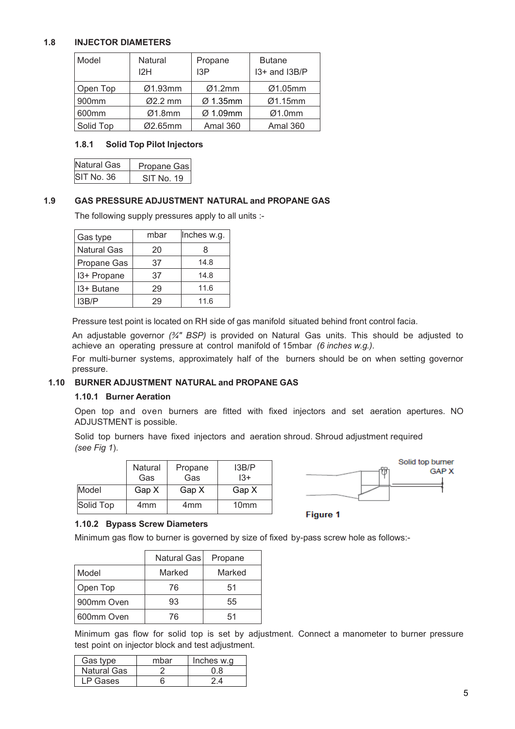### 1.8 INJECTOR DIAMETERS

| Model | Natural I2H | Propane I3P | Butane I3+ and I3B/P |
|---|---|---|---|
| Open Top | Ø1.93mm | Ø1.2mm | Ø1.05mm |
| 900mm | Ø2.2 mm | Ø 1.35mm | Ø1.15mm |
| 600mm | Ø1.8mm | Ø 1.09mm | Ø1.0mm |
| Solid Top | Ø2.65mm | Amal 360 | Amal 360 |

#### 1.8.1 Solid Top Pilot Injectors

| Natural Gas | Propane Gas |
|---|---|
| SIT No. 36 | SIT No. 19 |

### 1.9 GAS PRESSURE ADJUSTMENT NATURAL and PROPANE GAS

The following supply pressures apply to all units :-

| Gas type | mbar | Inches w.g. |
|---|---|---|
| Natural Gas | 20 | 8 |
| Propane Gas | 37 | 14.8 |
| I3+ Propane | 37 | 14.8 |
| I3+ Butane | 29 | 11.6 |
| I3B/P | 29 | 11.6 |

Pressure test point is located on RH side of gas manifold situated behind front control facia.

An adjustable governor *(¾" BSP)* is provided on Natural Gas units. This should be adjusted to achieve an operating pressure at control manifold of 15mbar *(6 inches w.g.)*.

For multi-burner systems, approximately half of the burners should be on when setting governor pressure.

### 1.10 BURNER ADJUSTMENT NATURAL and PROPANE GAS

#### 1.10.1 Burner Aeration

Open top and oven burners are fitted with fixed injectors and set aeration apertures. NO ADJUSTMENT is possible.

Solid top burners have fixed injectors and aeration shroud. Shroud adjustment required *(see Fig 1*).

| | Natural Gas | Propane Gas | I3B/P I3+ |
|---|---|---|---|
| Model | Gap X | Gap X | Gap X |
| Solid Top | 4mm | 4mm | 10mm |

Solid top burner GAP X

**Figure 1**

#### 1.10.2 Bypass Screw Diameters

Minimum gas flow to burner is governed by size of fixed by-pass screw hole as follows:-

| | Natural Gas | Propane |
|---|---|---|
| Model | Marked | Marked |
| Open Top | 76 | 51 |
| 900mm Oven | 93 | 55 |
| 600mm Oven | 76 | 51 |

Minimum gas flow for solid top is set by adjustment. Connect a manometer to burner pressure test point on injector block and test adjustment.

| Gas type | mbar | Inches w.g |
|---|---|---|
| Natural Gas | 2 | 0.8 |
| LP Gases | 6 | 2.4 |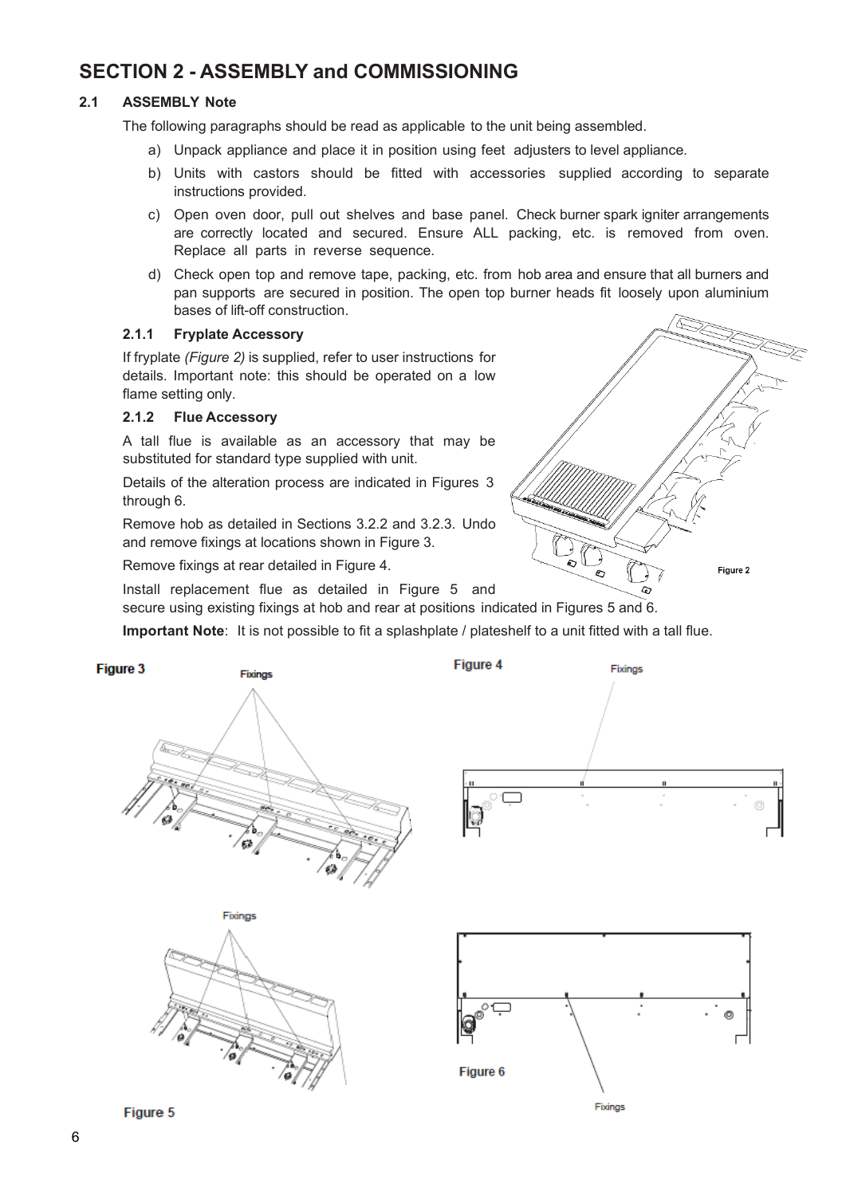# SECTION 2 - ASSEMBLY and COMMISSIONING

## 2.1 ASSEMBLY Note

The following paragraphs should be read as applicable to the unit being assembled.

a) Unpack appliance and place it in position using feet adjusters to level appliance.

b) Units with castors should be fitted with accessories supplied according to separate instructions provided.

c) Open oven door, pull out shelves and base panel. Check burner spark igniter arrangements are correctly located and secured. Ensure ALL packing, etc. is removed from oven. Replace all parts in reverse sequence.

d) Check open top and remove tape, packing, etc. from hob area and ensure that all burners and pan supports are secured in position. The open top burner heads fit loosely upon aluminium bases of lift-off construction.

### 2.1.1 Fryplate Accessory

If fryplate *(Figure 2)* is supplied, refer to user instructions for details. Important note: this should be operated on a low flame setting only.

Figure 2

### 2.1.2 Flue Accessory

A tall flue is available as an accessory that may be substituted for standard type supplied with unit.

Details of the alteration process are indicated in Figures 3 through 6.

Remove hob as detailed in Sections 3.2.2 and 3.2.3. Undo and remove fixings at locations shown in Figure 3.

Remove fixings at rear detailed in Figure 4.

Install replacement flue as detailed in Figure 5 and secure using existing fixings at hob and rear at positions indicated in Figures 5 and 6.

**Important Note**: It is not possible to fit a splashplate / plateshelf to a unit fitted with a tall flue.

Figure 3

Fixings

Figure 4

Fixings

Fixings

Figure 5

Figure 6

Fixings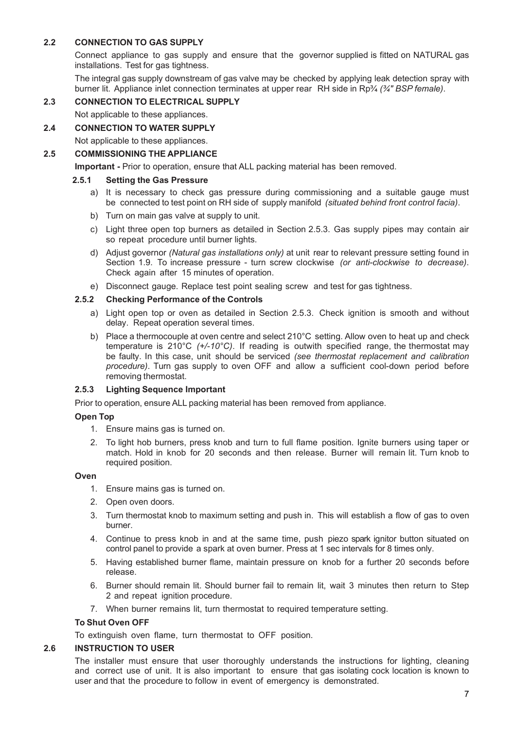## 2.2 CONNECTION TO GAS SUPPLY

Connect appliance to gas supply and ensure that the governor supplied is fitted on NATURAL gas installations. Test for gas tightness.

The integral gas supply downstream of gas valve may be checked by applying leak detection spray with burner lit. Appliance inlet connection terminates at upper rear RH side in Rp¾ *(¾" BSP female)*.

## 2.3 CONNECTION TO ELECTRICAL SUPPLY

Not applicable to these appliances.

## 2.4 CONNECTION TO WATER SUPPLY

Not applicable to these appliances.

## 2.5 COMMISSIONING THE APPLIANCE

**Important -** Prior to operation, ensure that ALL packing material has been removed.

### 2.5.1 Setting the Gas Pressure

a) It is necessary to check gas pressure during commissioning and a suitable gauge must be connected to test point on RH side of supply manifold *(situated behind front control facia)*.

b) Turn on main gas valve at supply to unit.

c) Light three open top burners as detailed in Section 2.5.3. Gas supply pipes may contain air so repeat procedure until burner lights.

d) Adjust governor *(Natural gas installations only)* at unit rear to relevant pressure setting found in Section 1.9. To increase pressure - turn screw clockwise *(or anti-clockwise to decrease)*. Check again after 15 minutes of operation.

e) Disconnect gauge. Replace test point sealing screw and test for gas tightness.

### 2.5.2 Checking Performance of the Controls

a) Light open top or oven as detailed in Section 2.5.3. Check ignition is smooth and without delay. Repeat operation several times.

b) Place a thermocouple at oven centre and select 210°C setting. Allow oven to heat up and check temperature is 210°C *(+/-10°C)*. If reading is outwith specified range, the thermostat may be faulty. In this case, unit should be serviced *(see thermostat replacement and calibration procedure)*. Turn gas supply to oven OFF and allow a sufficient cool-down period before removing thermostat.

### 2.5.3 Lighting Sequence Important

Prior to operation, ensure ALL packing material has been removed from appliance.

**Open Top**

1. Ensure mains gas is turned on.
2. To light hob burners, press knob and turn to full flame position. Ignite burners using taper or match. Hold in knob for 20 seconds and then release. Burner will remain lit. Turn knob to required position.

**Oven**

1. Ensure mains gas is turned on.
2. Open oven doors.
3. Turn thermostat knob to maximum setting and push in. This will establish a flow of gas to oven burner.
4. Continue to press knob in and at the same time, push piezo spark ignitor button situated on control panel to provide a spark at oven burner. Press at 1 sec intervals for 8 times only.
5. Having established burner flame, maintain pressure on knob for a further 20 seconds before release.
6. Burner should remain lit. Should burner fail to remain lit, wait 3 minutes then return to Step 2 and repeat ignition procedure.
7. When burner remains lit, turn thermostat to required temperature setting.

**To Shut Oven OFF**

To extinguish oven flame, turn thermostat to OFF position.

## 2.6 INSTRUCTION TO USER

The installer must ensure that user thoroughly understands the instructions for lighting, cleaning and correct use of unit. It is also important to ensure that gas isolating cock location is known to user and that the procedure to follow in event of emergency is demonstrated.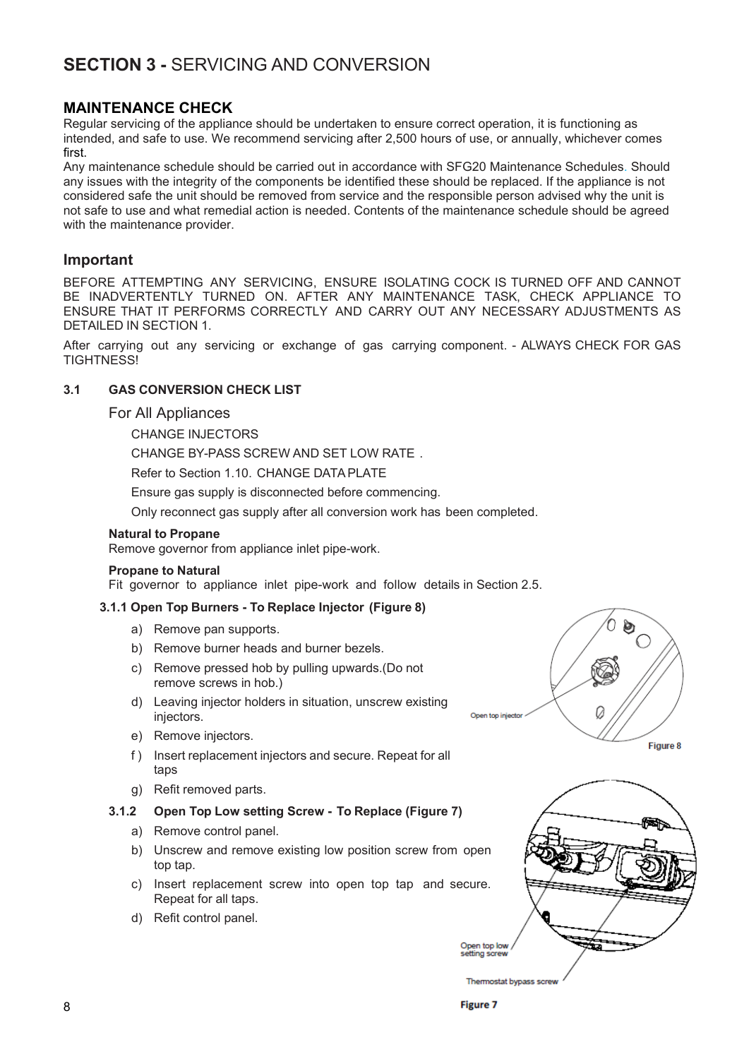# SECTION 3 - SERVICING AND CONVERSION

## MAINTENANCE CHECK

Regular servicing of the appliance should be undertaken to ensure correct operation, it is functioning as intended, and safe to use. We recommend servicing after 2,500 hours of use, or annually, whichever comes first.

Any maintenance schedule should be carried out in accordance with SFG20 Maintenance Schedules. Should any issues with the integrity of the components be identified these should be replaced. If the appliance is not considered safe the unit should be removed from service and the responsible person advised why the unit is not safe to use and what remedial action is needed. Contents of the maintenance schedule should be agreed with the maintenance provider.

## Important

BEFORE ATTEMPTING ANY SERVICING, ENSURE ISOLATING COCK IS TURNED OFF AND CANNOT BE INADVERTENTLY TURNED ON. AFTER ANY MAINTENANCE TASK, CHECK APPLIANCE TO ENSURE THAT IT PERFORMS CORRECTLY AND CARRY OUT ANY NECESSARY ADJUSTMENTS AS DETAILED IN SECTION 1.

After carrying out any servicing or exchange of gas carrying component. - ALWAYS CHECK FOR GAS TIGHTNESS!

### 3.1 GAS CONVERSION CHECK LIST

For All Appliances

CHANGE INJECTORS

CHANGE BY-PASS SCREW AND SET LOW RATE .

Refer to Section 1.10. CHANGE DATA PLATE

Ensure gas supply is disconnected before commencing.

Only reconnect gas supply after all conversion work has been completed.

**Natural to Propane**

Remove governor from appliance inlet pipe-work.

**Propane to Natural**

Fit governor to appliance inlet pipe-work and follow details in Section 2.5.

#### 3.1.1 Open Top Burners - To Replace Injector (Figure 8)

a) Remove pan supports.

b) Remove burner heads and burner bezels.

c) Remove pressed hob by pulling upwards.(Do not remove screws in hob.)

d) Leaving injector holders in situation, unscrew existing injectors.

e) Remove injectors.

f ) Insert replacement injectors and secure. Repeat for all taps

g) Refit removed parts.

Open top injector

Figure 8

#### 3.1.2 Open Top Low setting Screw - To Replace (Figure 7)

a) Remove control panel.

b) Unscrew and remove existing low position screw from open top tap.

c) Insert replacement screw into open top tap and secure. Repeat for all taps.

d) Refit control panel.

Open top low setting screw

Thermostat bypass screw

Figure 7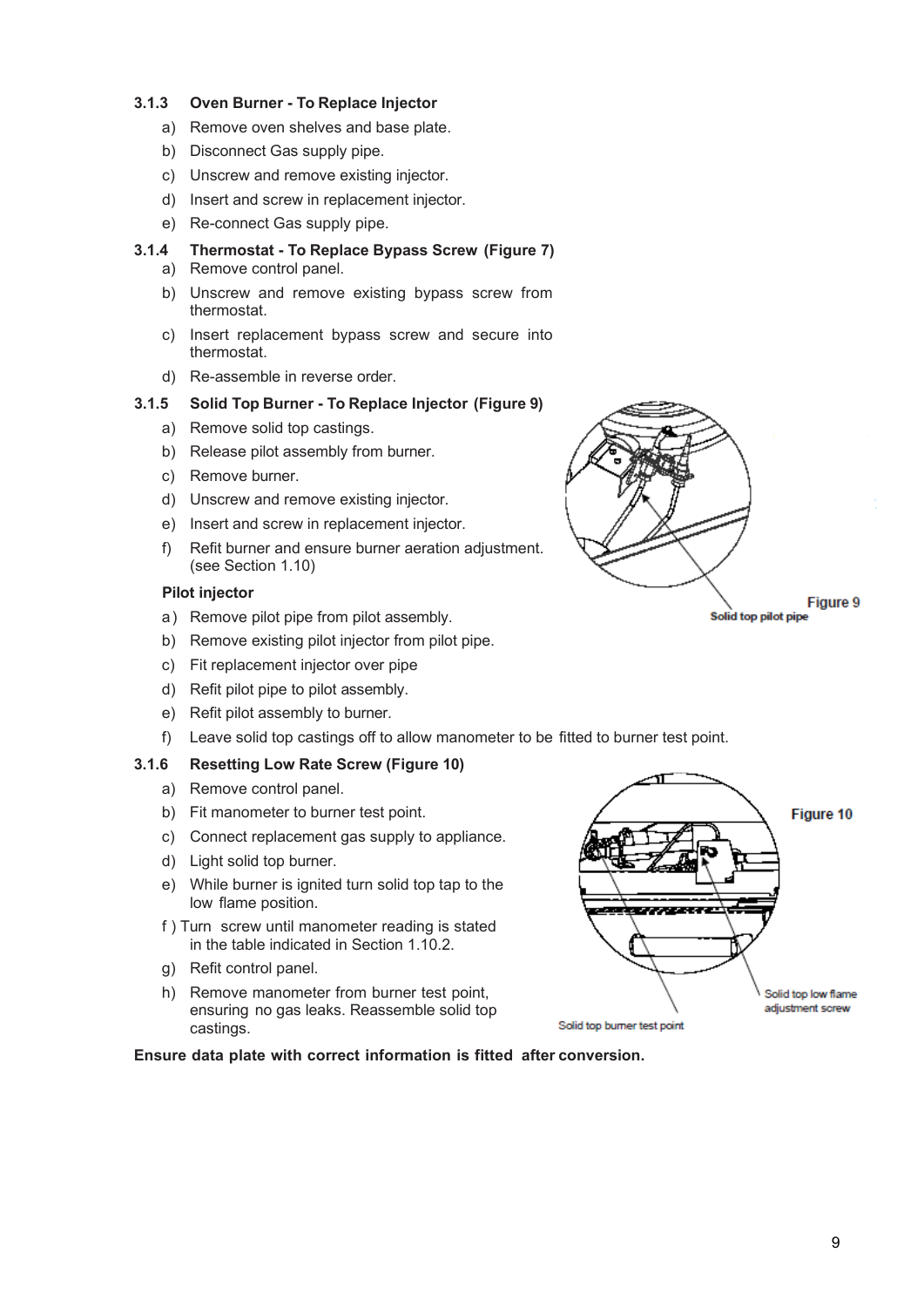### 3.1.3 Oven Burner - To Replace Injector

a) Remove oven shelves and base plate.

b) Disconnect Gas supply pipe.

c) Unscrew and remove existing injector.

d) Insert and screw in replacement injector.

e) Re-connect Gas supply pipe.

### 3.1.4 Thermostat - To Replace Bypass Screw (Figure 7)

a) Remove control panel.

b) Unscrew and remove existing bypass screw from thermostat.

c) Insert replacement bypass screw and secure into thermostat.

d) Re-assemble in reverse order.

### 3.1.5 Solid Top Burner - To Replace Injector (Figure 9)

a) Remove solid top castings.

b) Release pilot assembly from burner.

c) Remove burner.

d) Unscrew and remove existing injector.

e) Insert and screw in replacement injector.

f) Refit burner and ensure burner aeration adjustment. (see Section 1.10)

Figure 9

Solid top pilot pipe

**Pilot injector**

a) Remove pilot pipe from pilot assembly.

b) Remove existing pilot injector from pilot pipe.

c) Fit replacement injector over pipe

d) Refit pilot pipe to pilot assembly.

e) Refit pilot assembly to burner.

f) Leave solid top castings off to allow manometer to be fitted to burner test point.

### 3.1.6 Resetting Low Rate Screw (Figure 10)

a) Remove control panel.

b) Fit manometer to burner test point.

c) Connect replacement gas supply to appliance.

d) Light solid top burner.

e) While burner is ignited turn solid top tap to the low flame position.

f) Turn screw until manometer reading is stated in the table indicated in Section 1.10.2.

g) Refit control panel.

h) Remove manometer from burner test point, ensuring no gas leaks. Reassemble solid top castings.

Figure 10

Solid top low flame adjustment screw

Solid top burner test point

**Ensure data plate with correct information is fitted after conversion.**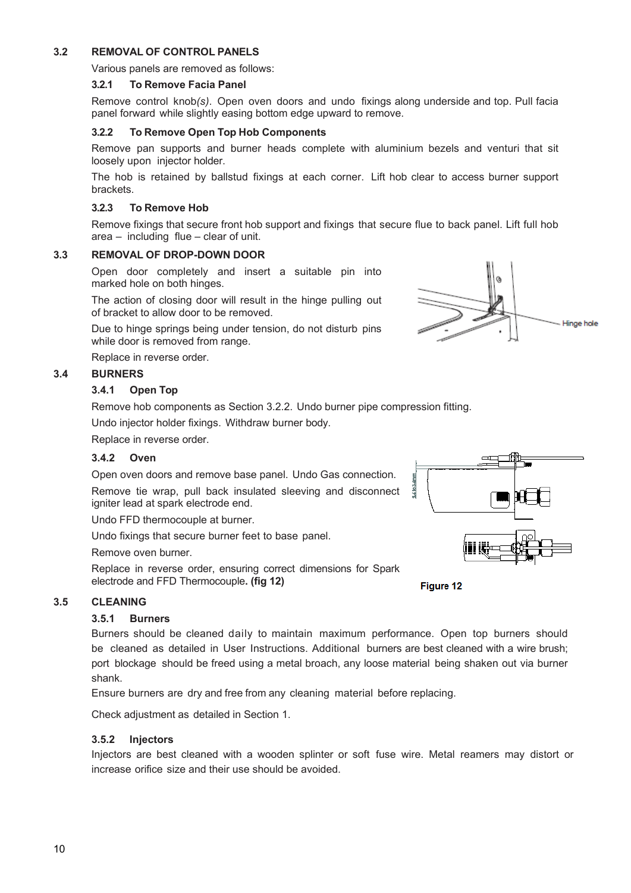## 3.2 REMOVAL OF CONTROL PANELS

Various panels are removed as follows:

### 3.2.1 To Remove Facia Panel

Remove control knob*(s)*. Open oven doors and undo fixings along underside and top. Pull facia panel forward while slightly easing bottom edge upward to remove.

### 3.2.2 To Remove Open Top Hob Components

Remove pan supports and burner heads complete with aluminium bezels and venturi that sit loosely upon injector holder.

The hob is retained by ballstud fixings at each corner. Lift hob clear to access burner support brackets.

### 3.2.3 To Remove Hob

Remove fixings that secure front hob support and fixings that secure flue to back panel. Lift full hob area – including flue – clear of unit.

## 3.3 REMOVAL OF DROP-DOWN DOOR

Open door completely and insert a suitable pin into marked hole on both hinges.

The action of closing door will result in the hinge pulling out of bracket to allow door to be removed.

Due to hinge springs being under tension, do not disturb pins while door is removed from range.

Replace in reverse order.

Hinge hole

## 3.4 BURNERS

### 3.4.1 Open Top

Remove hob components as Section 3.2.2. Undo burner pipe compression fitting.

Undo injector holder fixings. Withdraw burner body.

Replace in reverse order.

### 3.4.2 Oven

Open oven doors and remove base panel. Undo Gas connection.

Remove tie wrap, pull back insulated sleeving and disconnect igniter lead at spark electrode end.

Undo FFD thermocouple at burner.

Undo fixings that secure burner feet to base panel.

Remove oven burner.

Replace in reverse order, ensuring correct dimensions for Spark electrode and FFD Thermocouple**. (fig 12)**

**Figure 12**

## 3.5 CLEANING

### 3.5.1 Burners

Burners should be cleaned daily to maintain maximum performance. Open top burners should be cleaned as detailed in User Instructions. Additional burners are best cleaned with a wire brush; port blockage should be freed using a metal broach, any loose material being shaken out via burner shank.

Ensure burners are dry and free from any cleaning material before replacing.

Check adjustment as detailed in Section 1.

### 3.5.2 Injectors

Injectors are best cleaned with a wooden splinter or soft fuse wire. Metal reamers may distort or increase orifice size and their use should be avoided.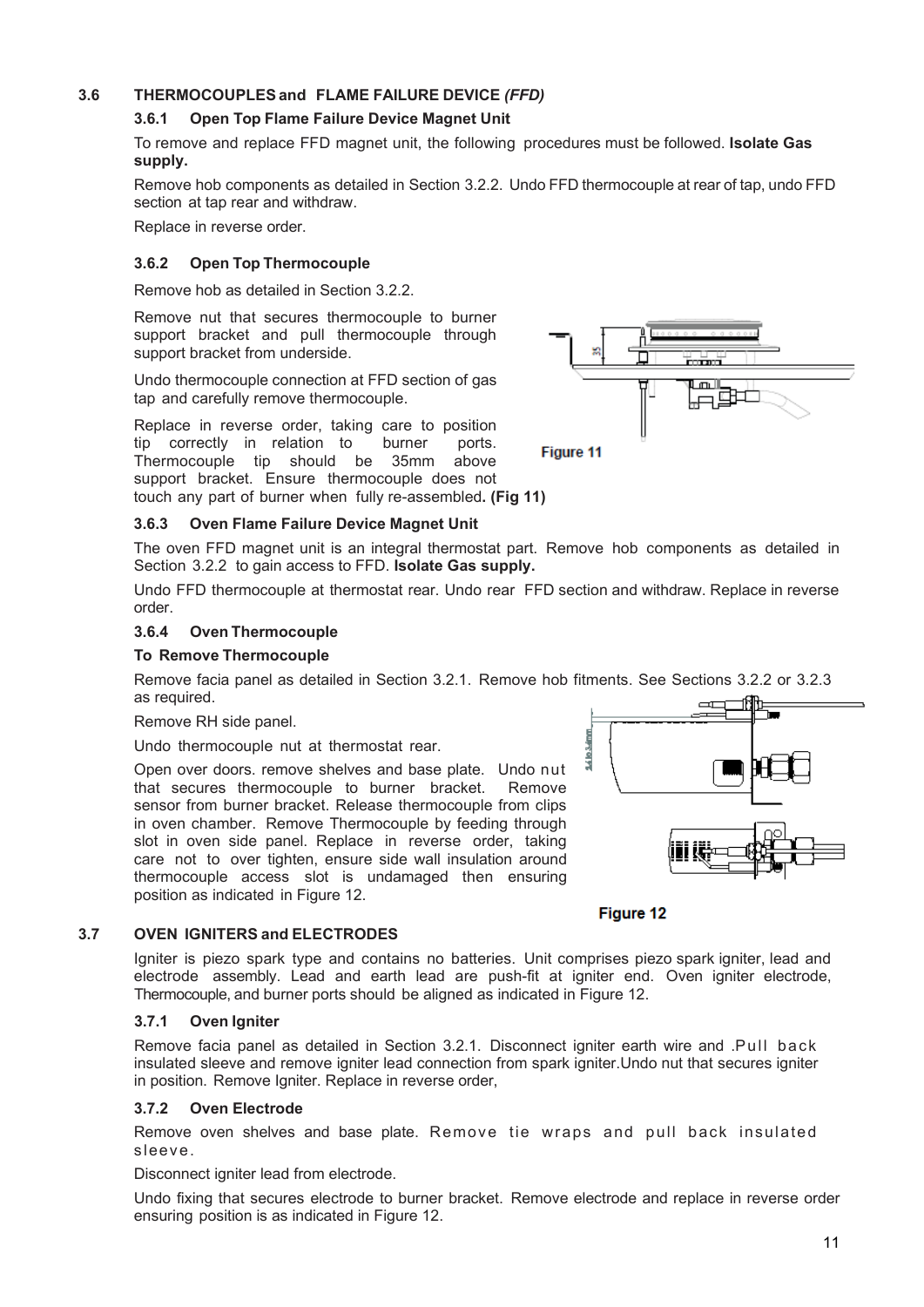## 3.6 THERMOCOUPLES and FLAME FAILURE DEVICE *(FFD)*

### 3.6.1 Open Top Flame Failure Device Magnet Unit

To remove and replace FFD magnet unit, the following procedures must be followed. **Isolate Gas supply.**

Remove hob components as detailed in Section 3.2.2. Undo FFD thermocouple at rear of tap, undo FFD section at tap rear and withdraw.

Replace in reverse order.

### 3.6.2 Open Top Thermocouple

Remove hob as detailed in Section 3.2.2.

Remove nut that secures thermocouple to burner support bracket and pull thermocouple through support bracket from underside.

Undo thermocouple connection at FFD section of gas tap and carefully remove thermocouple.

Replace in reverse order, taking care to position tip correctly in relation to burner ports. Thermocouple tip should be 35mm above support bracket. Ensure thermocouple does not touch any part of burner when fully re-assembled**. (Fig 11)**

Figure 11

### 3.6.3 Oven Flame Failure Device Magnet Unit

The oven FFD magnet unit is an integral thermostat part. Remove hob components as detailed in Section 3.2.2 to gain access to FFD. **Isolate Gas supply.**

Undo FFD thermocouple at thermostat rear. Undo rear FFD section and withdraw. Replace in reverse order.

### 3.6.4 Oven Thermocouple

**To Remove Thermocouple**

Remove facia panel as detailed in Section 3.2.1. Remove hob fitments. See Sections 3.2.2 or 3.2.3 as required.

Remove RH side panel.

Undo thermocouple nut at thermostat rear.

Open over doors. remove shelves and base plate. Undo nut that secures thermocouple to burner bracket. Remove sensor from burner bracket. Release thermocouple from clips in oven chamber. Remove Thermocouple by feeding through slot in oven side panel. Replace in reverse order, taking care not to over tighten, ensure side wall insulation around thermocouple access slot is undamaged then ensuring position as indicated in Figure 12.

Figure 12

## 3.7 OVEN IGNITERS and ELECTRODES

Igniter is piezo spark type and contains no batteries. Unit comprises piezo spark igniter, lead and electrode assembly. Lead and earth lead are push-fit at igniter end. Oven igniter electrode, Thermocouple, and burner ports should be aligned as indicated in Figure 12.

### 3.7.1 Oven Igniter

Remove facia panel as detailed in Section 3.2.1. Disconnect igniter earth wire and .Pull back insulated sleeve and remove igniter lead connection from spark igniter.Undo nut that secures igniter in position. Remove Igniter. Replace in reverse order,

### 3.7.2 Oven Electrode

Remove oven shelves and base plate. Remove tie wraps and pull back insulated sleeve.

Disconnect igniter lead from electrode.

Undo fixing that secures electrode to burner bracket. Remove electrode and replace in reverse order ensuring position is as indicated in Figure 12.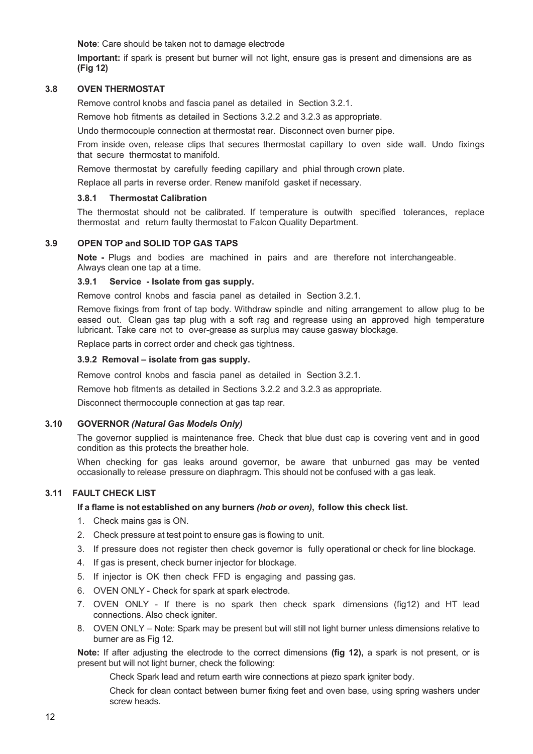**Note**: Care should be taken not to damage electrode

**Important:** if spark is present but burner will not light, ensure gas is present and dimensions are as **(Fig 12)**

## 3.8 OVEN THERMOSTAT

Remove control knobs and fascia panel as detailed in Section 3.2.1.

Remove hob fitments as detailed in Sections 3.2.2 and 3.2.3 as appropriate.

Undo thermocouple connection at thermostat rear. Disconnect oven burner pipe.

From inside oven, release clips that secures thermostat capillary to oven side wall. Undo fixings that secure thermostat to manifold.

Remove thermostat by carefully feeding capillary and phial through crown plate.

Replace all parts in reverse order. Renew manifold gasket if necessary.

### 3.8.1 Thermostat Calibration

The thermostat should not be calibrated. If temperature is outwith specified tolerances, replace thermostat and return faulty thermostat to Falcon Quality Department.

## 3.9 OPEN TOP and SOLID TOP GAS TAPS

**Note -** Plugs and bodies are machined in pairs and are therefore not interchangeable. Always clean one tap at a time.

### 3.9.1 Service - Isolate from gas supply.

Remove control knobs and fascia panel as detailed in Section 3.2.1.

Remove fixings from front of tap body. Withdraw spindle and niting arrangement to allow plug to be eased out. Clean gas tap plug with a soft rag and regrease using an approved high temperature lubricant. Take care not to over-grease as surplus may cause gasway blockage.

Replace parts in correct order and check gas tightness.

### 3.9.2 Removal – isolate from gas supply.

Remove control knobs and fascia panel as detailed in Section 3.2.1.

Remove hob fitments as detailed in Sections 3.2.2 and 3.2.3 as appropriate.

Disconnect thermocouple connection at gas tap rear.

## 3.10 GOVERNOR *(Natural Gas Models Only)*

The governor supplied is maintenance free. Check that blue dust cap is covering vent and in good condition as this protects the breather hole.

When checking for gas leaks around governor, be aware that unburned gas may be vented occasionally to release pressure on diaphragm. This should not be confused with a gas leak.

## 3.11 FAULT CHECK LIST

**If a flame is not established on any burners *(hob or oven)*, follow this check list.**

1. Check mains gas is ON.
2. Check pressure at test point to ensure gas is flowing to unit.
3. If pressure does not register then check governor is fully operational or check for line blockage.
4. If gas is present, check burner injector for blockage.
5. If injector is OK then check FFD is engaging and passing gas.
6. OVEN ONLY - Check for spark at spark electrode.
7. OVEN ONLY - If there is no spark then check spark dimensions (fig12) and HT lead connections. Also check igniter.
8. OVEN ONLY – Note: Spark may be present but will still not light burner unless dimensions relative to burner are as Fig 12.

**Note:** If after adjusting the electrode to the correct dimensions **(fig 12),** a spark is not present, or is present but will not light burner, check the following:

Check Spark lead and return earth wire connections at piezo spark igniter body.

Check for clean contact between burner fixing feet and oven base, using spring washers under screw heads.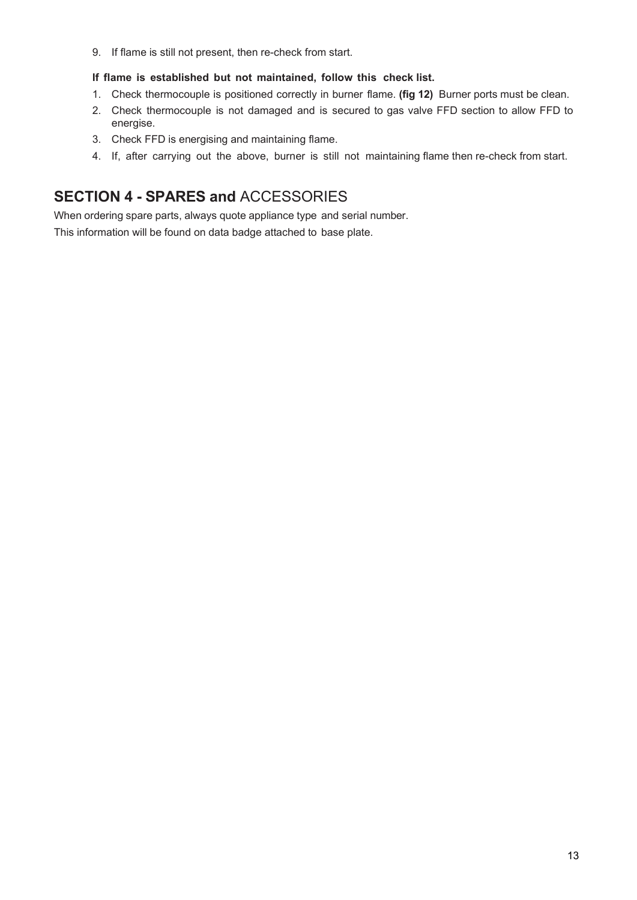9. If flame is still not present, then re-check from start.

**If flame is established but not maintained, follow this check list.**

1. Check thermocouple is positioned correctly in burner flame. **(fig 12)** Burner ports must be clean.
2. Check thermocouple is not damaged and is secured to gas valve FFD section to allow FFD to energise.
3. Check FFD is energising and maintaining flame.
4. If, after carrying out the above, burner is still not maintaining flame then re-check from start.

## **SECTION 4 - SPARES and** ACCESSORIES

When ordering spare parts, always quote appliance type and serial number.

This information will be found on data badge attached to base plate.